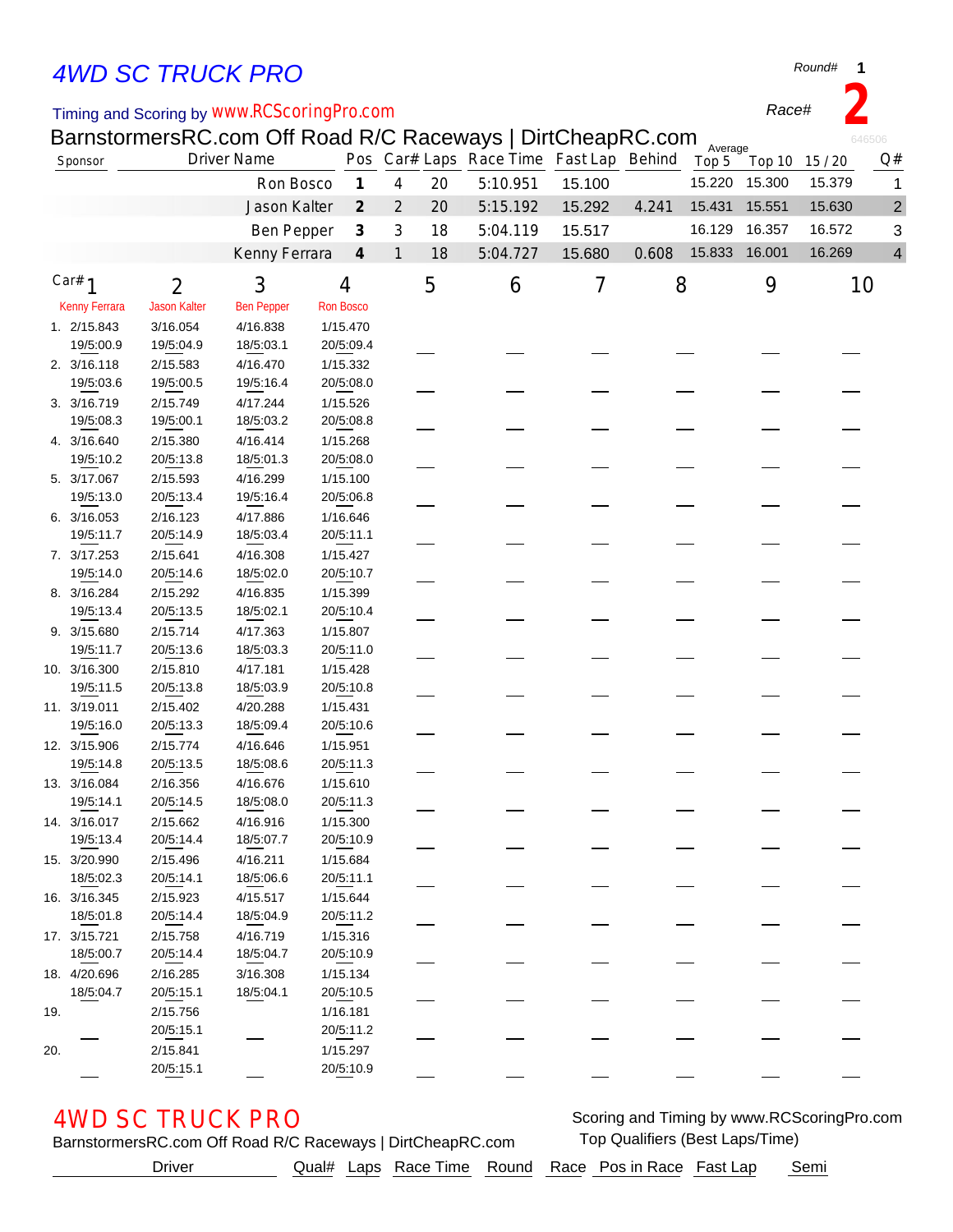# 4WD SC TRUCK PRO

Round# 1

Timing and Scoring by www.RCScoringPro.com

Race# 2

BarnstormersRC.com Off Road R/C Raceways | DirtCheapRC.com

646506

| Sponsor | Driver Name | Pos | Car# | Laps | Race Time | Fast Lap | Behind | Average Top 5 | Top 10 | 15 / 20 | Q# |
|---|---|---|---|---|---|---|---|---|---|---|---|
| | Ron Bosco | 1 | 4 | 20 | 5:10.951 | 15.100 | | 15.220 | 15.300 | 15.379 | 1 |
| | Jason Kalter | 2 | 2 | 20 | 5:15.192 | 15.292 | 4.241 | 15.431 | 15.551 | 15.630 | 2 |
| | Ben Pepper | 3 | 3 | 18 | 5:04.119 | 15.517 | | 16.129 | 16.357 | 16.572 | 3 |
| | Kenny Ferrara | 4 | 1 | 18 | 5:04.727 | 15.680 | 0.608 | 15.833 | 16.001 | 16.269 | 4 |

| Lap | Car# 1 Kenny Ferrara | 2 Jason Kalter | 3 Ben Pepper | 4 Ron Bosco | 5 | 6 | 7 | 8 | 9 | 10 |
|---|---|---|---|---|---|---|---|---|---|---|
| 1. | 2/15.843 19/5:00.9 | 3/16.054 19/5:04.9 | 4/16.838 18/5:03.1 | 1/15.470 20/5:09.4 | | | | | | |
| 2. | 3/16.118 19/5:03.6 | 2/15.583 19/5:00.5 | 4/16.470 19/5:16.4 | 1/15.332 20/5:08.0 | | | | | | |
| 3. | 3/16.719 19/5:08.3 | 2/15.749 19/5:00.1 | 4/17.244 18/5:03.2 | 1/15.526 20/5:08.8 | | | | | | |
| 4. | 3/16.640 19/5:10.2 | 2/15.380 20/5:13.8 | 4/16.414 18/5:01.3 | 1/15.268 20/5:08.0 | | | | | | |
| 5. | 3/17.067 19/5:13.0 | 2/15.593 20/5:13.4 | 4/16.299 19/5:16.4 | 1/15.100 20/5:06.8 | | | | | | |
| 6. | 3/16.053 19/5:11.7 | 2/16.123 20/5:14.9 | 4/17.886 18/5:03.4 | 1/16.646 20/5:11.1 | | | | | | |
| 7. | 3/17.253 19/5:14.0 | 2/15.641 20/5:14.6 | 4/16.308 18/5:02.0 | 1/15.427 20/5:10.7 | | | | | | |
| 8. | 3/16.284 19/5:13.4 | 2/15.292 20/5:13.5 | 4/16.835 18/5:02.1 | 1/15.399 20/5:10.4 | | | | | | |
| 9. | 3/15.680 19/5:11.7 | 2/15.714 20/5:13.6 | 4/17.363 18/5:03.3 | 1/15.807 20/5:11.0 | | | | | | |
| 10. | 3/16.300 19/5:11.5 | 2/15.810 20/5:13.8 | 4/17.181 18/5:03.9 | 1/15.428 20/5:10.8 | | | | | | |
| 11. | 3/19.011 19/5:16.0 | 2/15.402 20/5:13.3 | 4/20.288 18/5:09.4 | 1/15.431 20/5:10.6 | | | | | | |
| 12. | 3/15.906 19/5:14.8 | 2/15.774 20/5:13.5 | 4/16.646 18/5:08.6 | 1/15.951 20/5:11.3 | | | | | | |
| 13. | 3/16.084 19/5:14.1 | 2/16.356 20/5:14.5 | 4/16.676 18/5:08.0 | 1/15.610 20/5:11.3 | | | | | | |
| 14. | 3/16.017 19/5:13.4 | 2/15.662 20/5:14.4 | 4/16.916 18/5:07.7 | 1/15.300 20/5:10.9 | | | | | | |
| 15. | 3/20.990 18/5:02.3 | 2/15.496 20/5:14.1 | 4/16.211 18/5:06.6 | 1/15.684 20/5:11.1 | | | | | | |
| 16. | 3/16.345 18/5:01.8 | 2/15.923 20/5:14.4 | 4/15.517 18/5:04.9 | 1/15.644 20/5:11.2 | | | | | | |
| 17. | 3/15.721 18/5:00.7 | 2/15.758 20/5:14.4 | 4/16.719 18/5:04.7 | 1/15.316 20/5:10.9 | | | | | | |
| 18. | 4/20.696 18/5:04.7 | 2/16.285 20/5:15.1 | 3/16.308 18/5:04.1 | 1/15.134 20/5:10.5 | | | | | | |
| 19. | | 2/15.756 20/5:15.1 | | 1/16.181 20/5:11.2 | | | | | | |
| 20. | | 2/15.841 20/5:15.1 | | 1/15.297 20/5:10.9 | | | | | | |

# 4WD SC TRUCK PRO

BarnstormersRC.com Off Road R/C Raceways | DirtCheapRC.com

Scoring and Timing by www.RCScoringPro.com

Top Qualifiers (Best Laps/Time)

| Driver | Qual# | Laps | Race Time | Round | Race | Pos in Race | Fast Lap | Semi |
|---|---|---|---|---|---|---|---|---|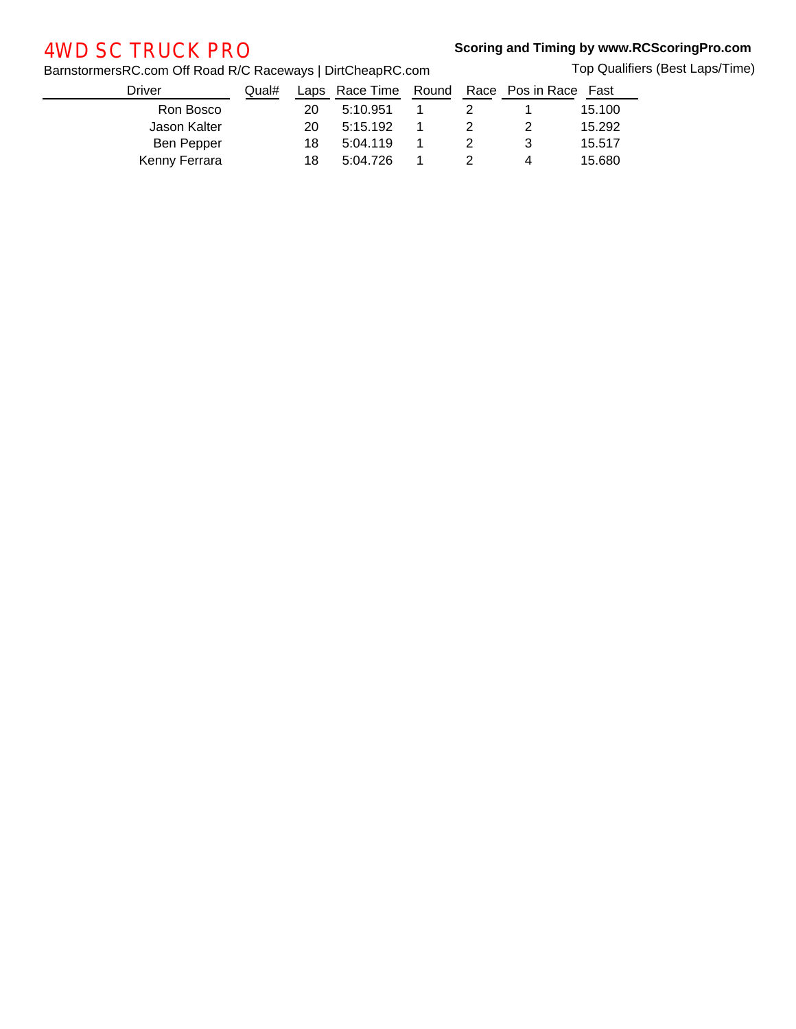# 4WD SC TRUCK PRO

**Scoring and Timing by www.RCScoringPro.com**

BarnstormersRC.com Off Road R/C Raceways | DirtCheapRC.com

Top Qualifiers (Best Laps/Time)

| Driver | Qual# | Laps | Race Time | Round | Race | Pos in Race | Fast |
|---|---|---|---|---|---|---|---|
| Ron Bosco | | 20 | 5:10.951 | 1 | 2 | 1 | 15.100 |
| Jason Kalter | | 20 | 5:15.192 | 1 | 2 | 2 | 15.292 |
| Ben Pepper | | 18 | 5:04.119 | 1 | 2 | 3 | 15.517 |
| Kenny Ferrara | | 18 | 5:04.726 | 1 | 2 | 4 | 15.680 |